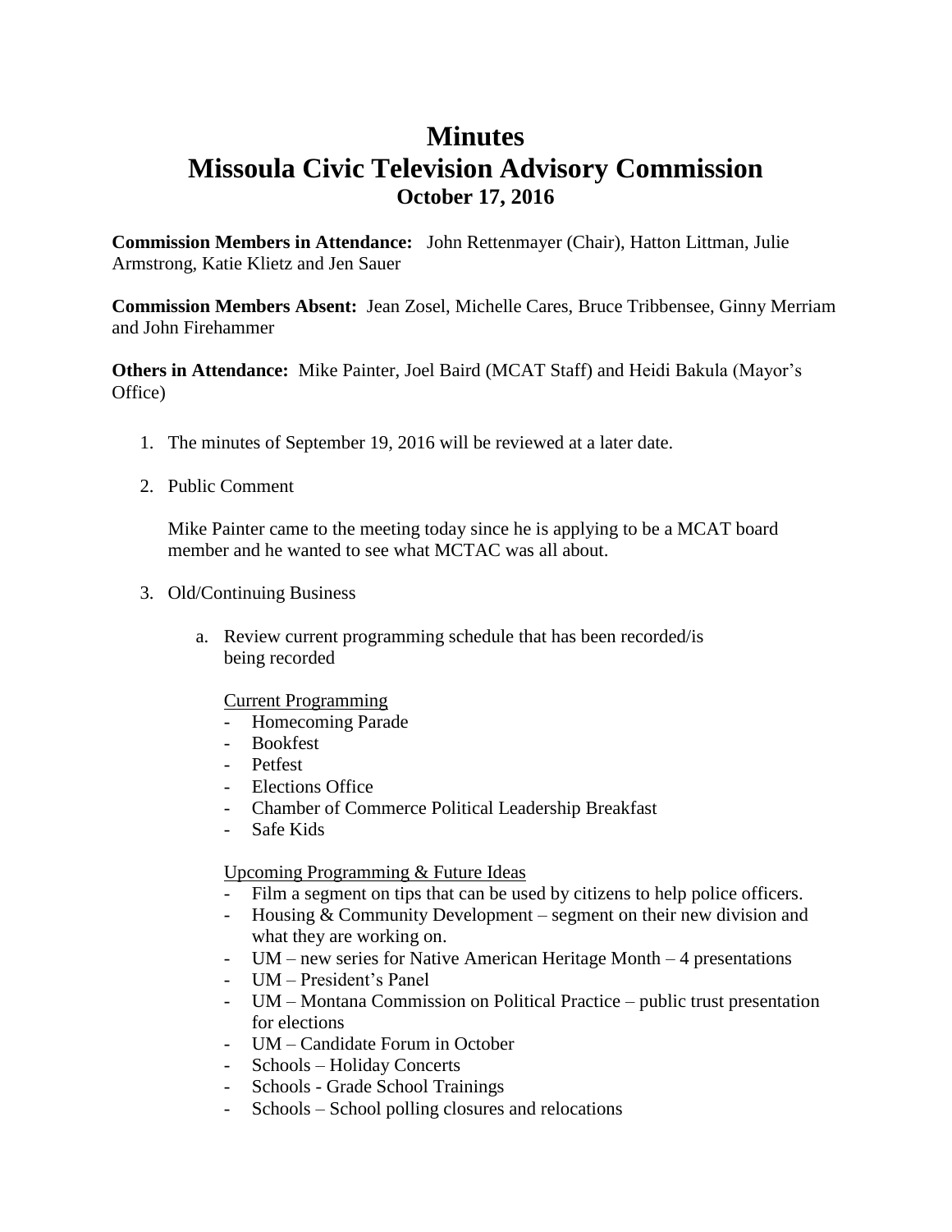# Minutes
# Missoula Civic Television Advisory Commission
## October 17, 2016

**Commission Members in Attendance:** John Rettenmayer (Chair), Hatton Littman, Julie Armstrong, Katie Klietz and Jen Sauer

**Commission Members Absent:** Jean Zosel, Michelle Cares, Bruce Tribbensee, Ginny Merriam and John Firehammer

**Others in Attendance:** Mike Painter, Joel Baird (MCAT Staff) and Heidi Bakula (Mayor's Office)

1. The minutes of September 19, 2016 will be reviewed at a later date.

2. Public Comment

   Mike Painter came to the meeting today since he is applying to be a MCAT board member and he wanted to see what MCTAC was all about.

3. Old/Continuing Business

   a. Review current programming schedule that has been recorded/is being recorded

      Current Programming

      - Homecoming Parade
      - Bookfest
      - Petfest
      - Elections Office
      - Chamber of Commerce Political Leadership Breakfast
      - Safe Kids

      Upcoming Programming & Future Ideas

      - Film a segment on tips that can be used by citizens to help police officers.
      - Housing & Community Development – segment on their new division and what they are working on.
      - UM – new series for Native American Heritage Month – 4 presentations
      - UM – President's Panel
      - UM – Montana Commission on Political Practice – public trust presentation for elections
      - UM – Candidate Forum in October
      - Schools – Holiday Concerts
      - Schools - Grade School Trainings
      - Schools – School polling closures and relocations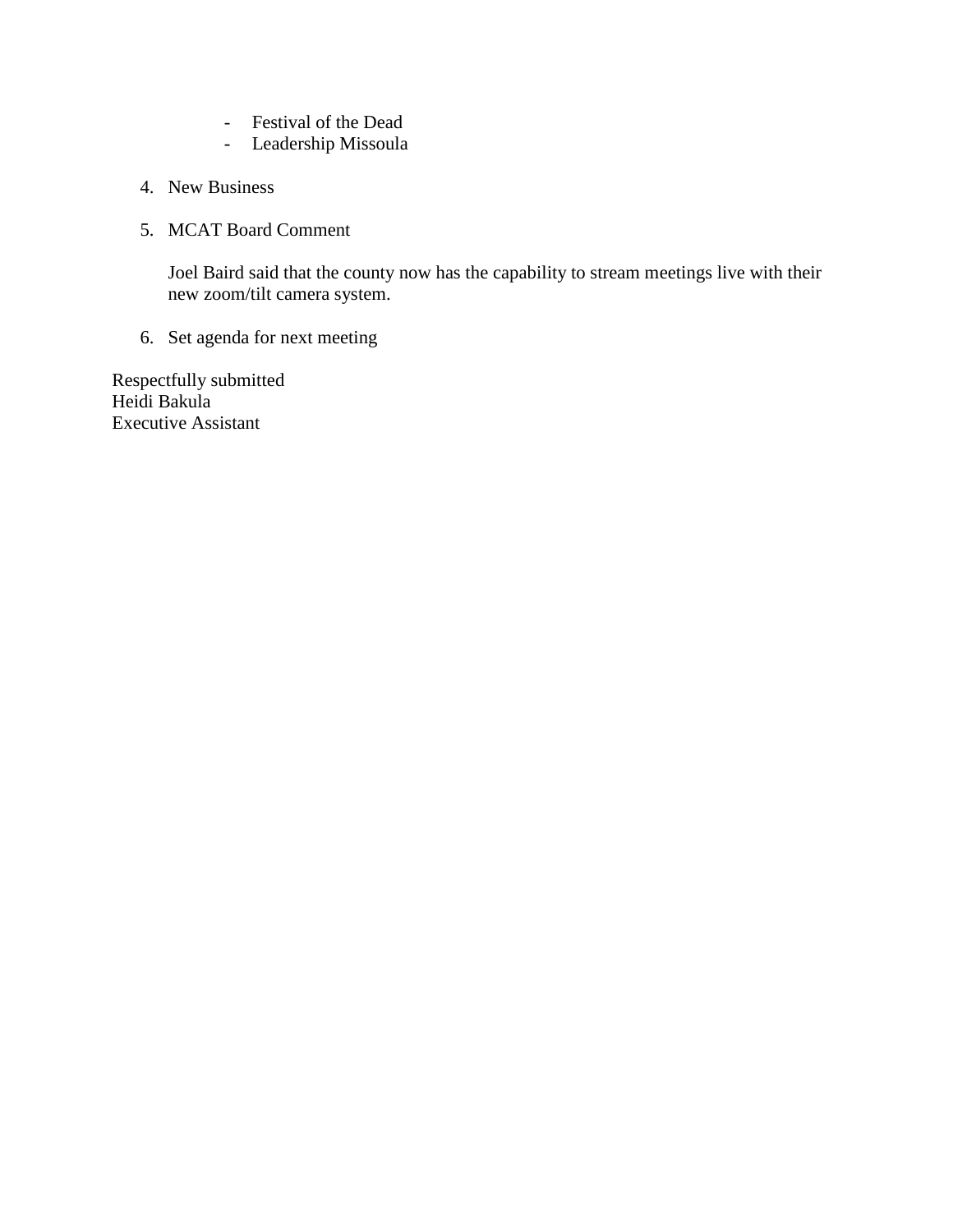- Festival of the Dead
  - Leadership Missoula

4. New Business

5. MCAT Board Comment

   Joel Baird said that the county now has the capability to stream meetings live with their new zoom/tilt camera system.

6. Set agenda for next meeting

Respectfully submitted
Heidi Bakula
Executive Assistant